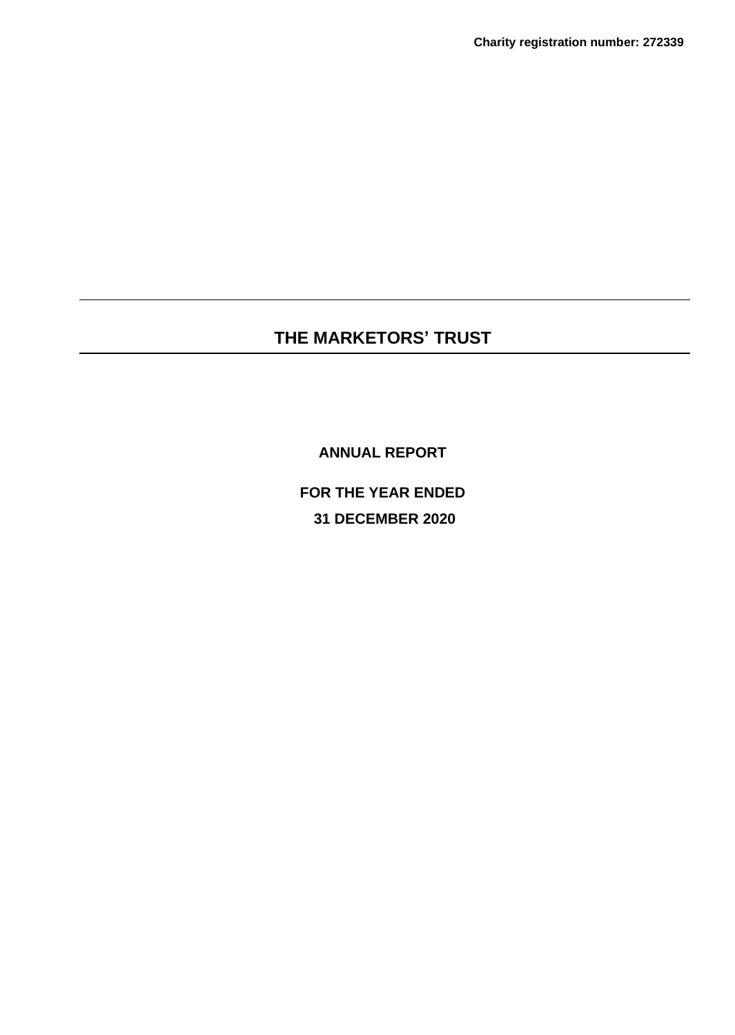**Charity registration number: 272339**

# THE MARKETORS' TRUST

**ANNUAL REPORT**

**FOR THE YEAR ENDED**

**31 DECEMBER 2020**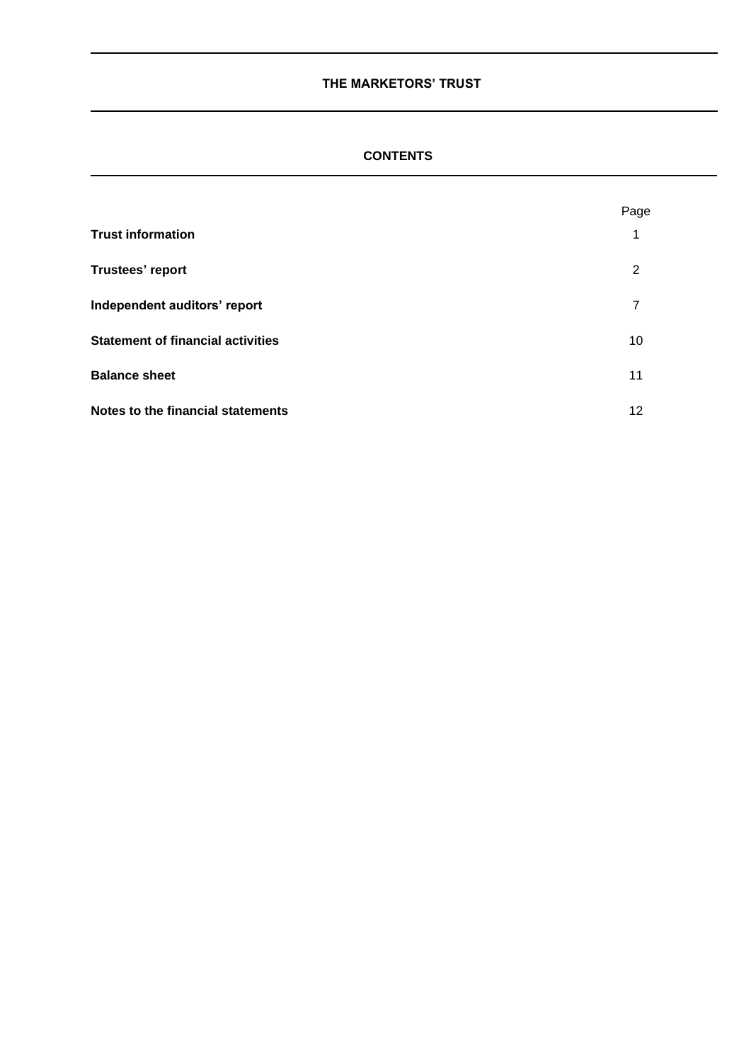# THE MARKETORS' TRUST

## CONTENTS

| | Page |
|---|---|
| **Trust information** | 1 |
| **Trustees' report** | 2 |
| **Independent auditors' report** | 7 |
| **Statement of financial activities** | 10 |
| **Balance sheet** | 11 |
| **Notes to the financial statements** | 12 |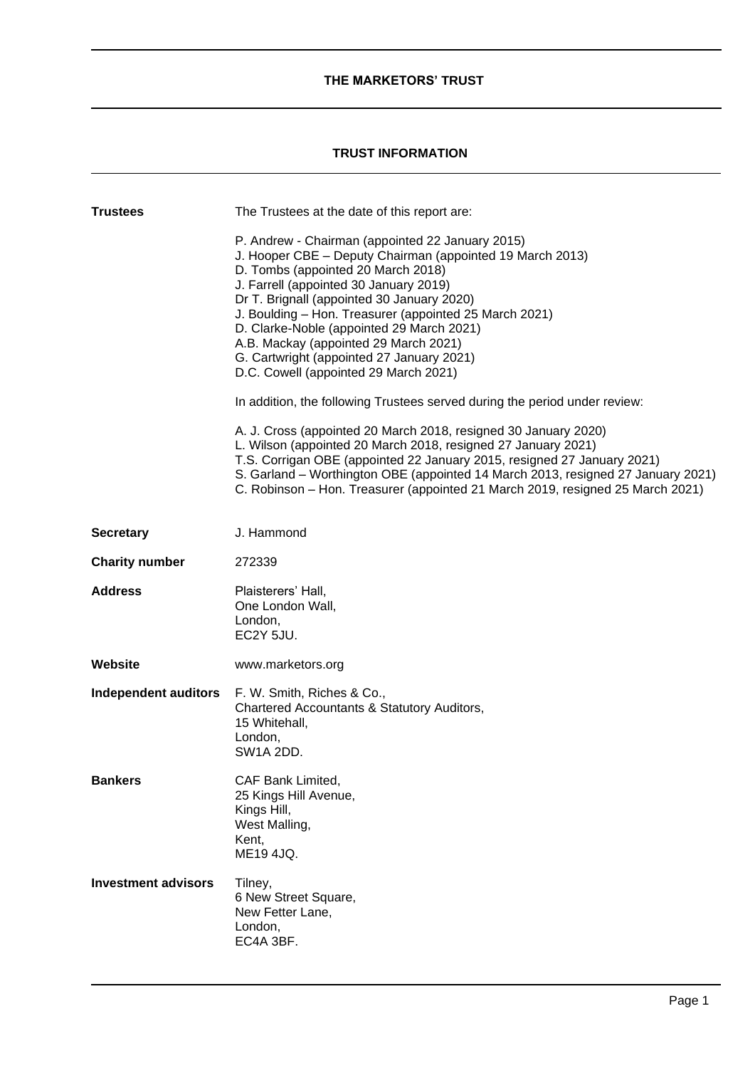# THE MARKETORS' TRUST

## TRUST INFORMATION

**Trustees**

The Trustees at the date of this report are:

P. Andrew - Chairman (appointed 22 January 2015)
J. Hooper CBE – Deputy Chairman (appointed 19 March 2013)
D. Tombs (appointed 20 March 2018)
J. Farrell (appointed 30 January 2019)
Dr T. Brignall (appointed 30 January 2020)
J. Boulding – Hon. Treasurer (appointed 25 March 2021)
D. Clarke-Noble (appointed 29 March 2021)
A.B. Mackay (appointed 29 March 2021)
G. Cartwright (appointed 27 January 2021)
D.C. Cowell (appointed 29 March 2021)

In addition, the following Trustees served during the period under review:

A. J. Cross (appointed 20 March 2018, resigned 30 January 2020)
L. Wilson (appointed 20 March 2018, resigned 27 January 2021)
T.S. Corrigan OBE (appointed 22 January 2015, resigned 27 January 2021)
S. Garland – Worthington OBE (appointed 14 March 2013, resigned 27 January 2021)
C. Robinson – Hon. Treasurer (appointed 21 March 2019, resigned 25 March 2021)

**Secretary**

J. Hammond

**Charity number**

272339

**Address**

Plaisterers' Hall,
One London Wall,
London,
EC2Y 5JU.

**Website**

www.marketors.org

**Independent auditors**

F. W. Smith, Riches & Co.,
Chartered Accountants & Statutory Auditors,
15 Whitehall,
London,
SW1A 2DD.

**Bankers**

CAF Bank Limited,
25 Kings Hill Avenue,
Kings Hill,
West Malling,
Kent,
ME19 4JQ.

**Investment advisors**

Tilney,
6 New Street Square,
New Fetter Lane,
London,
EC4A 3BF.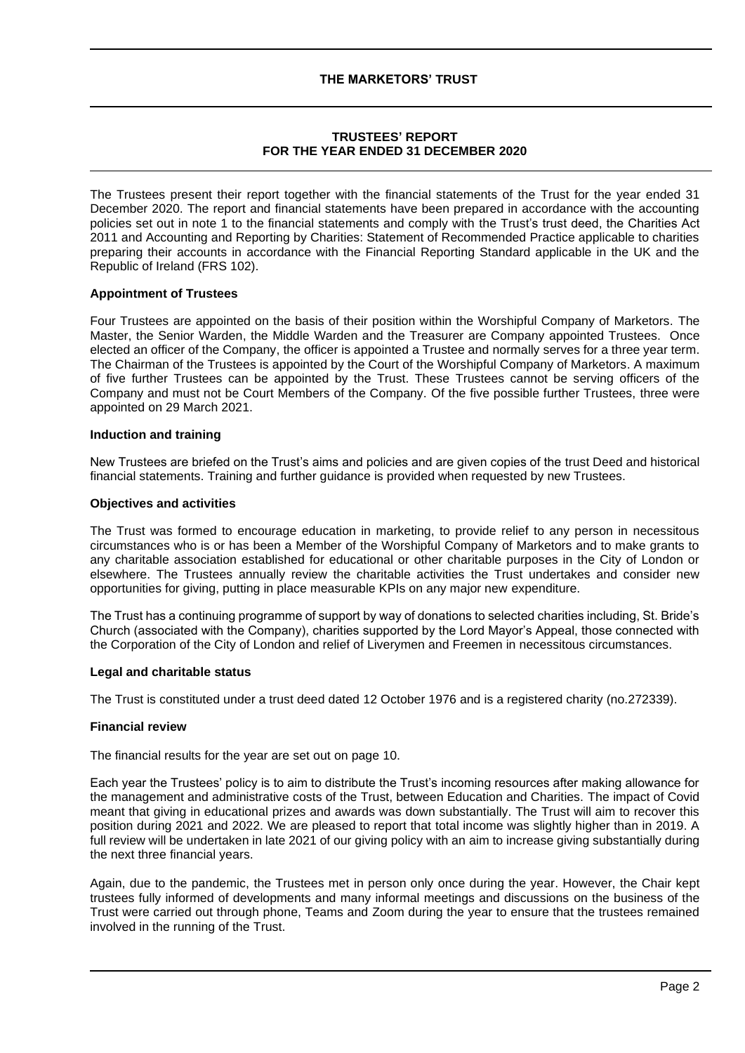# THE MARKETORS' TRUST

## TRUSTEES' REPORT
## FOR THE YEAR ENDED 31 DECEMBER 2020

The Trustees present their report together with the financial statements of the Trust for the year ended 31 December 2020. The report and financial statements have been prepared in accordance with the accounting policies set out in note 1 to the financial statements and comply with the Trust's trust deed, the Charities Act 2011 and Accounting and Reporting by Charities: Statement of Recommended Practice applicable to charities preparing their accounts in accordance with the Financial Reporting Standard applicable in the UK and the Republic of Ireland (FRS 102).

**Appointment of Trustees**

Four Trustees are appointed on the basis of their position within the Worshipful Company of Marketors. The Master, the Senior Warden, the Middle Warden and the Treasurer are Company appointed Trustees. Once elected an officer of the Company, the officer is appointed a Trustee and normally serves for a three year term. The Chairman of the Trustees is appointed by the Court of the Worshipful Company of Marketors. A maximum of five further Trustees can be appointed by the Trust. These Trustees cannot be serving officers of the Company and must not be Court Members of the Company. Of the five possible further Trustees, three were appointed on 29 March 2021.

**Induction and training**

New Trustees are briefed on the Trust's aims and policies and are given copies of the trust Deed and historical financial statements. Training and further guidance is provided when requested by new Trustees.

**Objectives and activities**

The Trust was formed to encourage education in marketing, to provide relief to any person in necessitous circumstances who is or has been a Member of the Worshipful Company of Marketors and to make grants to any charitable association established for educational or other charitable purposes in the City of London or elsewhere. The Trustees annually review the charitable activities the Trust undertakes and consider new opportunities for giving, putting in place measurable KPIs on any major new expenditure.

The Trust has a continuing programme of support by way of donations to selected charities including, St. Bride's Church (associated with the Company), charities supported by the Lord Mayor's Appeal, those connected with the Corporation of the City of London and relief of Liverymen and Freemen in necessitous circumstances.

**Legal and charitable status**

The Trust is constituted under a trust deed dated 12 October 1976 and is a registered charity (no.272339).

**Financial review**

The financial results for the year are set out on page 10.

Each year the Trustees' policy is to aim to distribute the Trust's incoming resources after making allowance for the management and administrative costs of the Trust, between Education and Charities. The impact of Covid meant that giving in educational prizes and awards was down substantially. The Trust will aim to recover this position during 2021 and 2022. We are pleased to report that total income was slightly higher than in 2019. A full review will be undertaken in late 2021 of our giving policy with an aim to increase giving substantially during the next three financial years.

Again, due to the pandemic, the Trustees met in person only once during the year. However, the Chair kept trustees fully informed of developments and many informal meetings and discussions on the business of the Trust were carried out through phone, Teams and Zoom during the year to ensure that the trustees remained involved in the running of the Trust.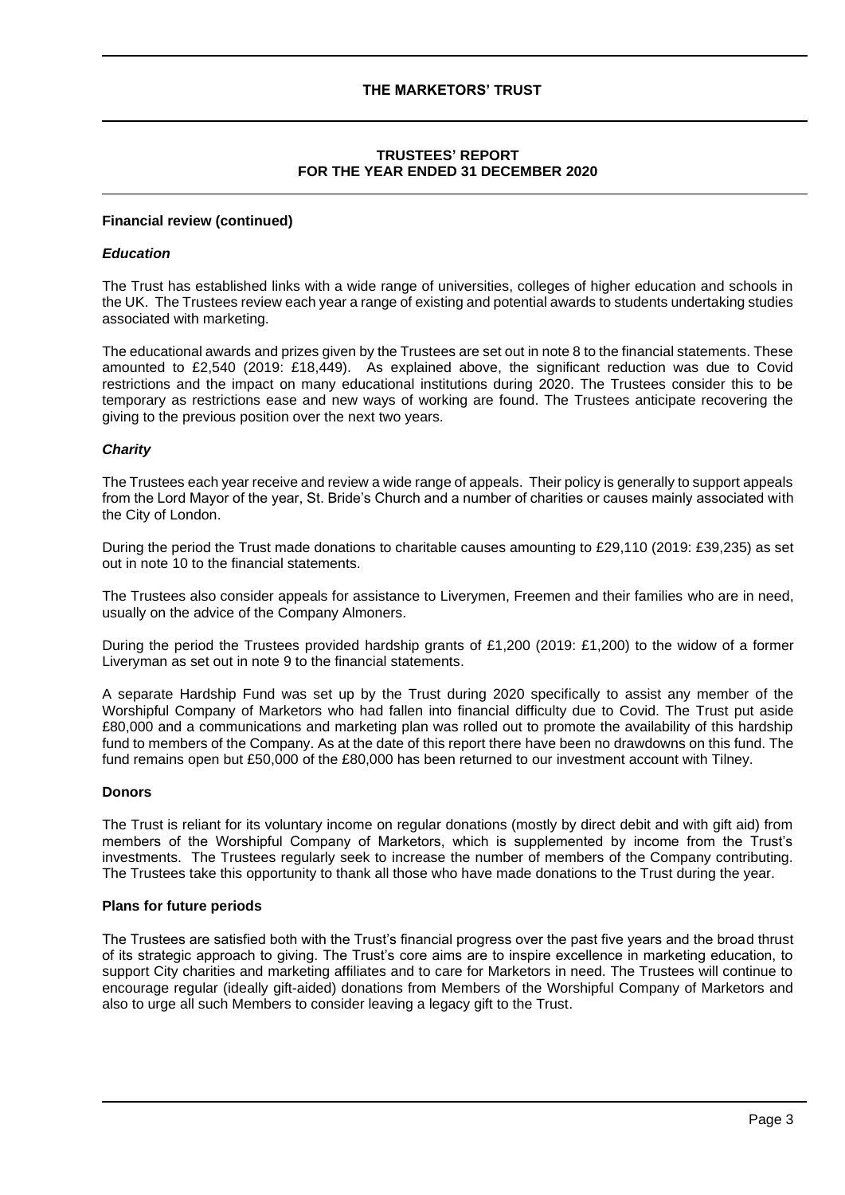# THE MARKETORS' TRUST

## TRUSTEES' REPORT
## FOR THE YEAR ENDED 31 DECEMBER 2020

### Financial review (continued)

#### *Education*

The Trust has established links with a wide range of universities, colleges of higher education and schools in the UK. The Trustees review each year a range of existing and potential awards to students undertaking studies associated with marketing.

The educational awards and prizes given by the Trustees are set out in note 8 to the financial statements. These amounted to £2,540 (2019: £18,449). As explained above, the significant reduction was due to Covid restrictions and the impact on many educational institutions during 2020. The Trustees consider this to be temporary as restrictions ease and new ways of working are found. The Trustees anticipate recovering the giving to the previous position over the next two years.

#### *Charity*

The Trustees each year receive and review a wide range of appeals. Their policy is generally to support appeals from the Lord Mayor of the year, St. Bride's Church and a number of charities or causes mainly associated with the City of London.

During the period the Trust made donations to charitable causes amounting to £29,110 (2019: £39,235) as set out in note 10 to the financial statements.

The Trustees also consider appeals for assistance to Liverymen, Freemen and their families who are in need, usually on the advice of the Company Almoners.

During the period the Trustees provided hardship grants of £1,200 (2019: £1,200) to the widow of a former Liveryman as set out in note 9 to the financial statements.

A separate Hardship Fund was set up by the Trust during 2020 specifically to assist any member of the Worshipful Company of Marketors who had fallen into financial difficulty due to Covid. The Trust put aside £80,000 and a communications and marketing plan was rolled out to promote the availability of this hardship fund to members of the Company. As at the date of this report there have been no drawdowns on this fund. The fund remains open but £50,000 of the £80,000 has been returned to our investment account with Tilney.

### Donors

The Trust is reliant for its voluntary income on regular donations (mostly by direct debit and with gift aid) from members of the Worshipful Company of Marketors, which is supplemented by income from the Trust's investments. The Trustees regularly seek to increase the number of members of the Company contributing. The Trustees take this opportunity to thank all those who have made donations to the Trust during the year.

### Plans for future periods

The Trustees are satisfied both with the Trust's financial progress over the past five years and the broad thrust of its strategic approach to giving. The Trust's core aims are to inspire excellence in marketing education, to support City charities and marketing affiliates and to care for Marketors in need. The Trustees will continue to encourage regular (ideally gift-aided) donations from Members of the Worshipful Company of Marketors and also to urge all such Members to consider leaving a legacy gift to the Trust.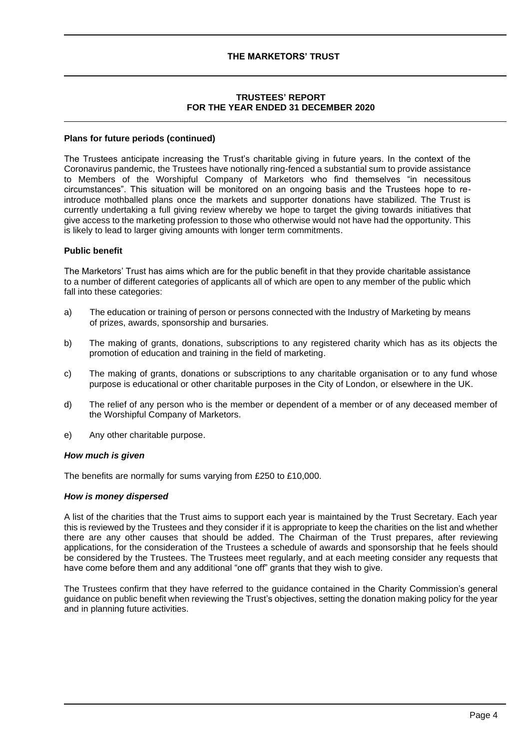### Plans for future periods (continued)

The Trustees anticipate increasing the Trust's charitable giving in future years. In the context of the Coronavirus pandemic, the Trustees have notionally ring-fenced a substantial sum to provide assistance to Members of the Worshipful Company of Marketors who find themselves "in necessitous circumstances". This situation will be monitored on an ongoing basis and the Trustees hope to re-introduce mothballed plans once the markets and supporter donations have stabilized. The Trust is currently undertaking a full giving review whereby we hope to target the giving towards initiatives that give access to the marketing profession to those who otherwise would not have had the opportunity. This is likely to lead to larger giving amounts with longer term commitments.

### Public benefit

The Marketors' Trust has aims which are for the public benefit in that they provide charitable assistance to a number of different categories of applicants all of which are open to any member of the public which fall into these categories:

a) The education or training of person or persons connected with the Industry of Marketing by means of prizes, awards, sponsorship and bursaries.

b) The making of grants, donations, subscriptions to any registered charity which has as its objects the promotion of education and training in the field of marketing.

c) The making of grants, donations or subscriptions to any charitable organisation or to any fund whose purpose is educational or other charitable purposes in the City of London, or elsewhere in the UK.

d) The relief of any person who is the member or dependent of a member or of any deceased member of the Worshipful Company of Marketors.

e) Any other charitable purpose.

#### *How much is given*

The benefits are normally for sums varying from £250 to £10,000.

#### *How is money dispersed*

A list of the charities that the Trust aims to support each year is maintained by the Trust Secretary. Each year this is reviewed by the Trustees and they consider if it is appropriate to keep the charities on the list and whether there are any other causes that should be added. The Chairman of the Trust prepares, after reviewing applications, for the consideration of the Trustees a schedule of awards and sponsorship that he feels should be considered by the Trustees. The Trustees meet regularly, and at each meeting consider any requests that have come before them and any additional "one off" grants that they wish to give.

The Trustees confirm that they have referred to the guidance contained in the Charity Commission's general guidance on public benefit when reviewing the Trust's objectives, setting the donation making policy for the year and in planning future activities.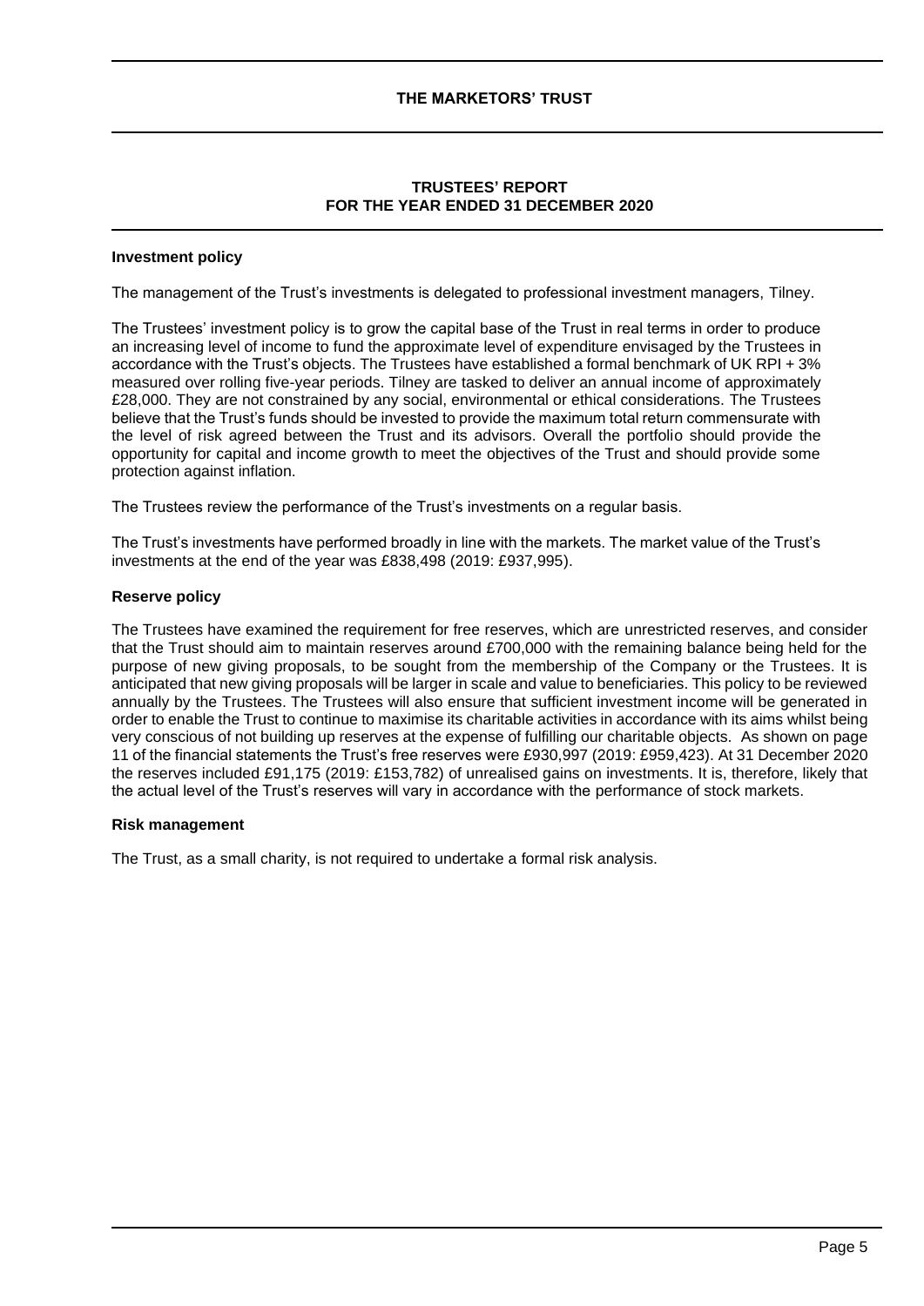# THE MARKETORS' TRUST

## TRUSTEES' REPORT
## FOR THE YEAR ENDED 31 DECEMBER 2020

### Investment policy

The management of the Trust's investments is delegated to professional investment managers, Tilney.

The Trustees' investment policy is to grow the capital base of the Trust in real terms in order to produce an increasing level of income to fund the approximate level of expenditure envisaged by the Trustees in accordance with the Trust's objects. The Trustees have established a formal benchmark of UK RPI + 3% measured over rolling five-year periods. Tilney are tasked to deliver an annual income of approximately £28,000. They are not constrained by any social, environmental or ethical considerations. The Trustees believe that the Trust's funds should be invested to provide the maximum total return commensurate with the level of risk agreed between the Trust and its advisors. Overall the portfolio should provide the opportunity for capital and income growth to meet the objectives of the Trust and should provide some protection against inflation.

The Trustees review the performance of the Trust's investments on a regular basis.

The Trust's investments have performed broadly in line with the markets. The market value of the Trust's investments at the end of the year was £838,498 (2019: £937,995).

### Reserve policy

The Trustees have examined the requirement for free reserves, which are unrestricted reserves, and consider that the Trust should aim to maintain reserves around £700,000 with the remaining balance being held for the purpose of new giving proposals, to be sought from the membership of the Company or the Trustees. It is anticipated that new giving proposals will be larger in scale and value to beneficiaries. This policy to be reviewed annually by the Trustees. The Trustees will also ensure that sufficient investment income will be generated in order to enable the Trust to continue to maximise its charitable activities in accordance with its aims whilst being very conscious of not building up reserves at the expense of fulfilling our charitable objects. As shown on page 11 of the financial statements the Trust's free reserves were £930,997 (2019: £959,423). At 31 December 2020 the reserves included £91,175 (2019: £153,782) of unrealised gains on investments. It is, therefore, likely that the actual level of the Trust's reserves will vary in accordance with the performance of stock markets.

### Risk management

The Trust, as a small charity, is not required to undertake a formal risk analysis.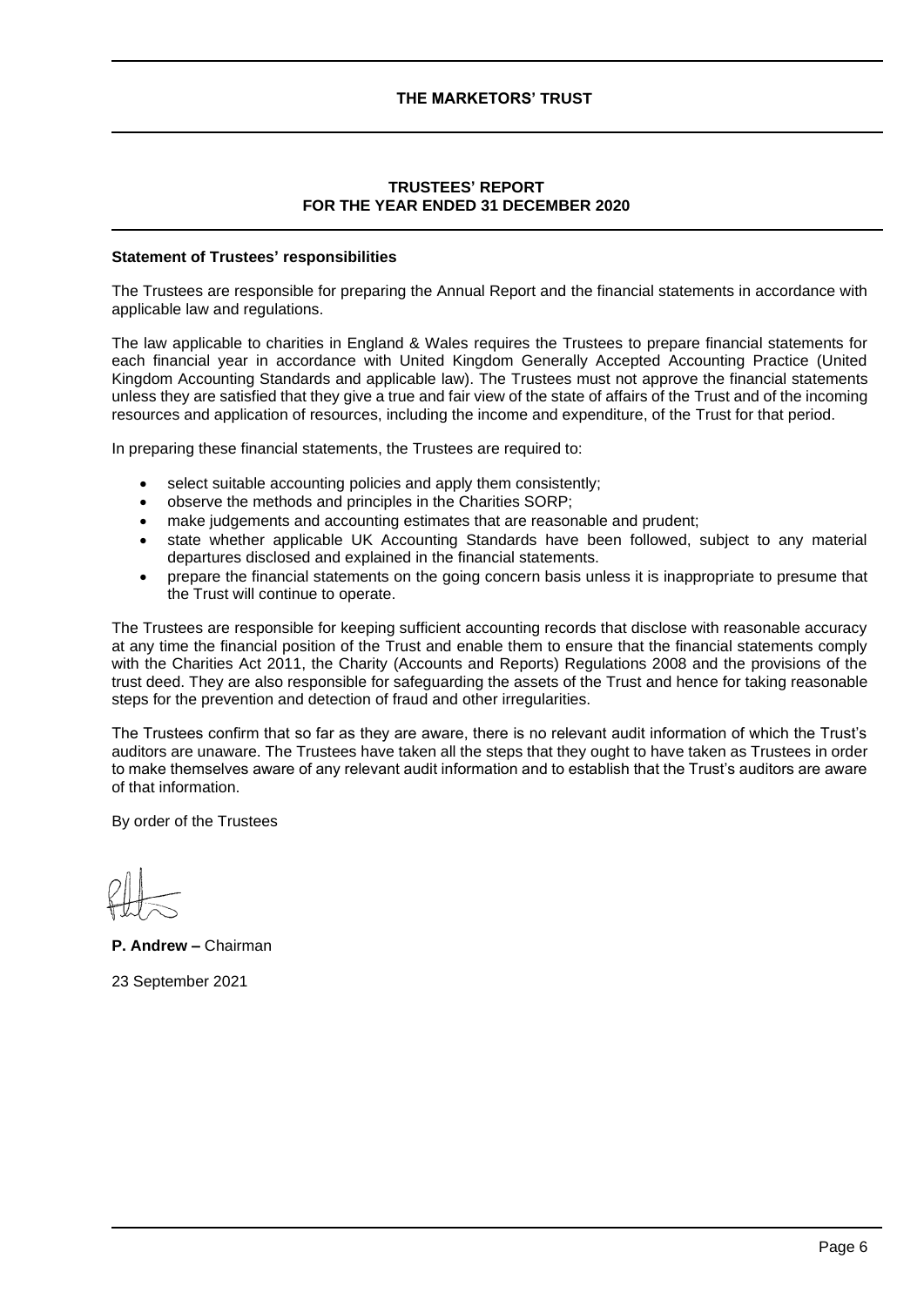**THE MARKETORS' TRUST**

**TRUSTEES' REPORT**
**FOR THE YEAR ENDED 31 DECEMBER 2020**

**Statement of Trustees' responsibilities**

The Trustees are responsible for preparing the Annual Report and the financial statements in accordance with applicable law and regulations.

The law applicable to charities in England & Wales requires the Trustees to prepare financial statements for each financial year in accordance with United Kingdom Generally Accepted Accounting Practice (United Kingdom Accounting Standards and applicable law). The Trustees must not approve the financial statements unless they are satisfied that they give a true and fair view of the state of affairs of the Trust and of the incoming resources and application of resources, including the income and expenditure, of the Trust for that period.

In preparing these financial statements, the Trustees are required to:

- select suitable accounting policies and apply them consistently;
- observe the methods and principles in the Charities SORP;
- make judgements and accounting estimates that are reasonable and prudent;
- state whether applicable UK Accounting Standards have been followed, subject to any material departures disclosed and explained in the financial statements.
- prepare the financial statements on the going concern basis unless it is inappropriate to presume that the Trust will continue to operate.

The Trustees are responsible for keeping sufficient accounting records that disclose with reasonable accuracy at any time the financial position of the Trust and enable them to ensure that the financial statements comply with the Charities Act 2011, the Charity (Accounts and Reports) Regulations 2008 and the provisions of the trust deed. They are also responsible for safeguarding the assets of the Trust and hence for taking reasonable steps for the prevention and detection of fraud and other irregularities.

The Trustees confirm that so far as they are aware, there is no relevant audit information of which the Trust's auditors are unaware. The Trustees have taken all the steps that they ought to have taken as Trustees in order to make themselves aware of any relevant audit information and to establish that the Trust's auditors are aware of that information.

By order of the Trustees

**P. Andrew –** Chairman

23 September 2021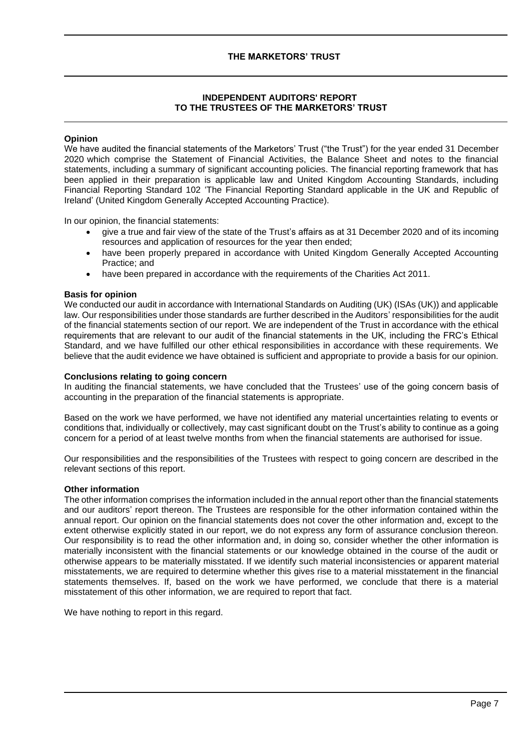# THE MARKETORS' TRUST

## INDEPENDENT AUDITORS' REPORT TO THE TRUSTEES OF THE MARKETORS' TRUST

**Opinion**

We have audited the financial statements of the Marketors' Trust ("the Trust") for the year ended 31 December 2020 which comprise the Statement of Financial Activities, the Balance Sheet and notes to the financial statements, including a summary of significant accounting policies. The financial reporting framework that has been applied in their preparation is applicable law and United Kingdom Accounting Standards, including Financial Reporting Standard 102 'The Financial Reporting Standard applicable in the UK and Republic of Ireland' (United Kingdom Generally Accepted Accounting Practice).

In our opinion, the financial statements:

- give a true and fair view of the state of the Trust's affairs as at 31 December 2020 and of its incoming resources and application of resources for the year then ended;
- have been properly prepared in accordance with United Kingdom Generally Accepted Accounting Practice; and
- have been prepared in accordance with the requirements of the Charities Act 2011.

**Basis for opinion**

We conducted our audit in accordance with International Standards on Auditing (UK) (ISAs (UK)) and applicable law. Our responsibilities under those standards are further described in the Auditors' responsibilities for the audit of the financial statements section of our report. We are independent of the Trust in accordance with the ethical requirements that are relevant to our audit of the financial statements in the UK, including the FRC's Ethical Standard, and we have fulfilled our other ethical responsibilities in accordance with these requirements. We believe that the audit evidence we have obtained is sufficient and appropriate to provide a basis for our opinion.

**Conclusions relating to going concern**

In auditing the financial statements, we have concluded that the Trustees' use of the going concern basis of accounting in the preparation of the financial statements is appropriate.

Based on the work we have performed, we have not identified any material uncertainties relating to events or conditions that, individually or collectively, may cast significant doubt on the Trust's ability to continue as a going concern for a period of at least twelve months from when the financial statements are authorised for issue.

Our responsibilities and the responsibilities of the Trustees with respect to going concern are described in the relevant sections of this report.

**Other information**

The other information comprises the information included in the annual report other than the financial statements and our auditors' report thereon. The Trustees are responsible for the other information contained within the annual report. Our opinion on the financial statements does not cover the other information and, except to the extent otherwise explicitly stated in our report, we do not express any form of assurance conclusion thereon. Our responsibility is to read the other information and, in doing so, consider whether the other information is materially inconsistent with the financial statements or our knowledge obtained in the course of the audit or otherwise appears to be materially misstated. If we identify such material inconsistencies or apparent material misstatements, we are required to determine whether this gives rise to a material misstatement in the financial statements themselves. If, based on the work we have performed, we conclude that there is a material misstatement of this other information, we are required to report that fact.

We have nothing to report in this regard.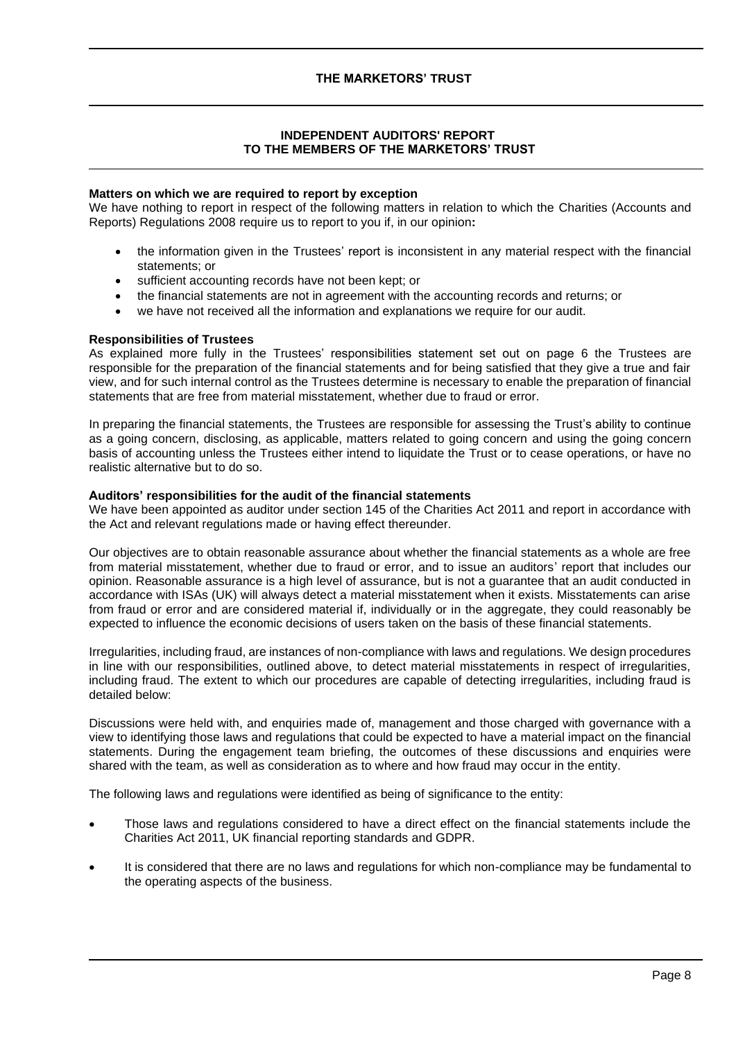## INDEPENDENT AUDITORS' REPORT TO THE MEMBERS OF THE MARKETORS' TRUST

**Matters on which we are required to report by exception**
We have nothing to report in respect of the following matters in relation to which the Charities (Accounts and Reports) Regulations 2008 require us to report to you if, in our opinion**:**

- the information given in the Trustees' report is inconsistent in any material respect with the financial statements; or
- sufficient accounting records have not been kept; or
- the financial statements are not in agreement with the accounting records and returns; or
- we have not received all the information and explanations we require for our audit.

**Responsibilities of Trustees**
As explained more fully in the Trustees' responsibilities statement set out on page 6 the Trustees are responsible for the preparation of the financial statements and for being satisfied that they give a true and fair view, and for such internal control as the Trustees determine is necessary to enable the preparation of financial statements that are free from material misstatement, whether due to fraud or error.

In preparing the financial statements, the Trustees are responsible for assessing the Trust's ability to continue as a going concern, disclosing, as applicable, matters related to going concern and using the going concern basis of accounting unless the Trustees either intend to liquidate the Trust or to cease operations, or have no realistic alternative but to do so.

**Auditors' responsibilities for the audit of the financial statements**
We have been appointed as auditor under section 145 of the Charities Act 2011 and report in accordance with the Act and relevant regulations made or having effect thereunder.

Our objectives are to obtain reasonable assurance about whether the financial statements as a whole are free from material misstatement, whether due to fraud or error, and to issue an auditors' report that includes our opinion. Reasonable assurance is a high level of assurance, but is not a guarantee that an audit conducted in accordance with ISAs (UK) will always detect a material misstatement when it exists. Misstatements can arise from fraud or error and are considered material if, individually or in the aggregate, they could reasonably be expected to influence the economic decisions of users taken on the basis of these financial statements.

Irregularities, including fraud, are instances of non-compliance with laws and regulations. We design procedures in line with our responsibilities, outlined above, to detect material misstatements in respect of irregularities, including fraud. The extent to which our procedures are capable of detecting irregularities, including fraud is detailed below:

Discussions were held with, and enquiries made of, management and those charged with governance with a view to identifying those laws and regulations that could be expected to have a material impact on the financial statements. During the engagement team briefing, the outcomes of these discussions and enquiries were shared with the team, as well as consideration as to where and how fraud may occur in the entity.

The following laws and regulations were identified as being of significance to the entity:

- Those laws and regulations considered to have a direct effect on the financial statements include the Charities Act 2011, UK financial reporting standards and GDPR.
- It is considered that there are no laws and regulations for which non-compliance may be fundamental to the operating aspects of the business.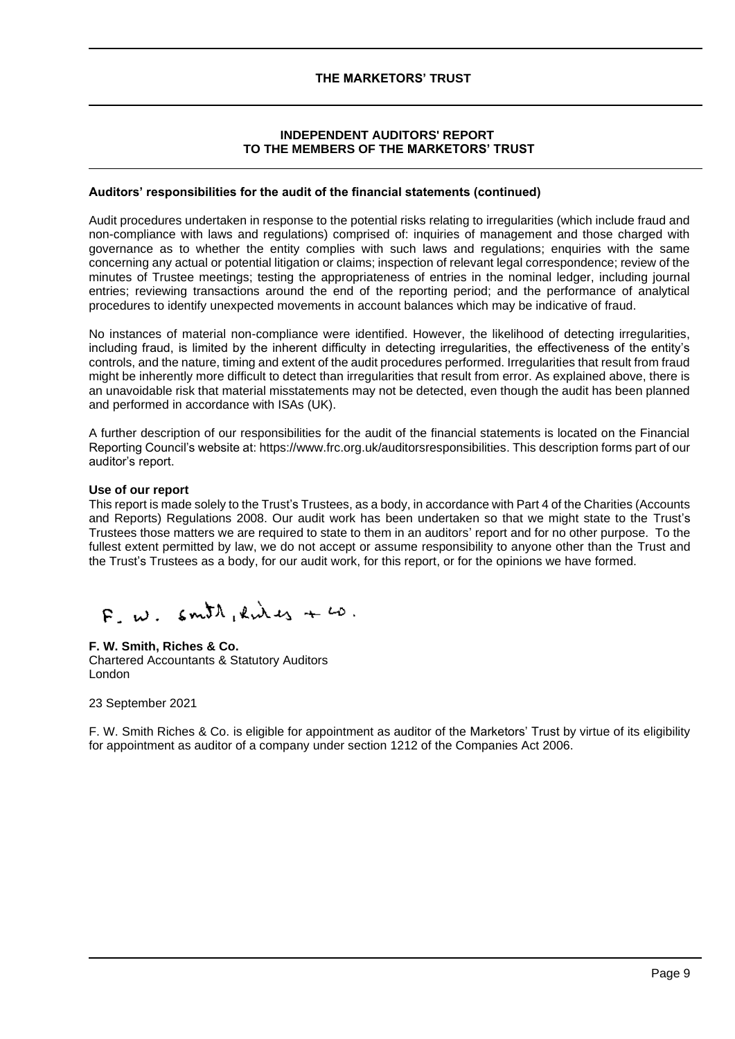# INDEPENDENT AUDITORS' REPORT TO THE MEMBERS OF THE MARKETORS' TRUST

**Auditors' responsibilities for the audit of the financial statements (continued)**

Audit procedures undertaken in response to the potential risks relating to irregularities (which include fraud and non-compliance with laws and regulations) comprised of: inquiries of management and those charged with governance as to whether the entity complies with such laws and regulations; enquiries with the same concerning any actual or potential litigation or claims; inspection of relevant legal correspondence; review of the minutes of Trustee meetings; testing the appropriateness of entries in the nominal ledger, including journal entries; reviewing transactions around the end of the reporting period; and the performance of analytical procedures to identify unexpected movements in account balances which may be indicative of fraud.

No instances of material non-compliance were identified. However, the likelihood of detecting irregularities, including fraud, is limited by the inherent difficulty in detecting irregularities, the effectiveness of the entity's controls, and the nature, timing and extent of the audit procedures performed. Irregularities that result from fraud might be inherently more difficult to detect than irregularities that result from error. As explained above, there is an unavoidable risk that material misstatements may not be detected, even though the audit has been planned and performed in accordance with ISAs (UK).

A further description of our responsibilities for the audit of the financial statements is located on the Financial Reporting Council's website at: https://www.frc.org.uk/auditorsresponsibilities. This description forms part of our auditor's report.

**Use of our report**

This report is made solely to the Trust's Trustees, as a body, in accordance with Part 4 of the Charities (Accounts and Reports) Regulations 2008. Our audit work has been undertaken so that we might state to the Trust's Trustees those matters we are required to state to them in an auditors' report and for no other purpose. To the fullest extent permitted by law, we do not accept or assume responsibility to anyone other than the Trust and the Trust's Trustees as a body, for our audit work, for this report, or for the opinions we have formed.

F. W. Smith, Riches & Co.

**F. W. Smith, Riches & Co.**
Chartered Accountants & Statutory Auditors
London

23 September 2021

F. W. Smith Riches & Co. is eligible for appointment as auditor of the Marketors' Trust by virtue of its eligibility for appointment as auditor of a company under section 1212 of the Companies Act 2006.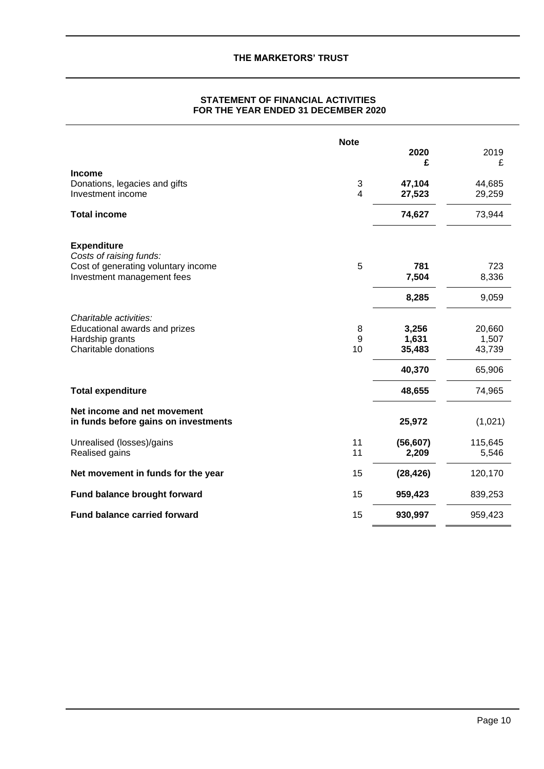# THE MARKETORS' TRUST

## STATEMENT OF FINANCIAL ACTIVITIES FOR THE YEAR ENDED 31 DECEMBER 2020

| | Note | **2020 £** | 2019 £ |
|---|---|---|---|
| **Income** | | | |
| Donations, legacies and gifts | 3 | **47,104** | 44,685 |
| Investment income | 4 | **27,523** | 29,259 |
| **Total income** | | **74,627** | 73,944 |
| | | | |
| **Expenditure** | | | |
| *Costs of raising funds:* | | | |
| Cost of generating voluntary income | 5 | **781** | 723 |
| Investment management fees | | **7,504** | 8,336 |
| | | **8,285** | 9,059 |
| | | | |
| *Charitable activities:* | | | |
| Educational awards and prizes | 8 | **3,256** | 20,660 |
| Hardship grants | 9 | **1,631** | 1,507 |
| Charitable donations | 10 | **35,483** | 43,739 |
| | | **40,370** | 65,906 |
| **Total expenditure** | | **48,655** | 74,965 |
| **Net income and net movement in funds before gains on investments** | | **25,972** | (1,021) |
| Unrealised (losses)/gains | 11 | **(56,607)** | 115,645 |
| Realised gains | 11 | **2,209** | 5,546 |
| **Net movement in funds for the year** | 15 | **(28,426)** | 120,170 |
| **Fund balance brought forward** | 15 | **959,423** | 839,253 |
| **Fund balance carried forward** | 15 | **930,997** | 959,423 |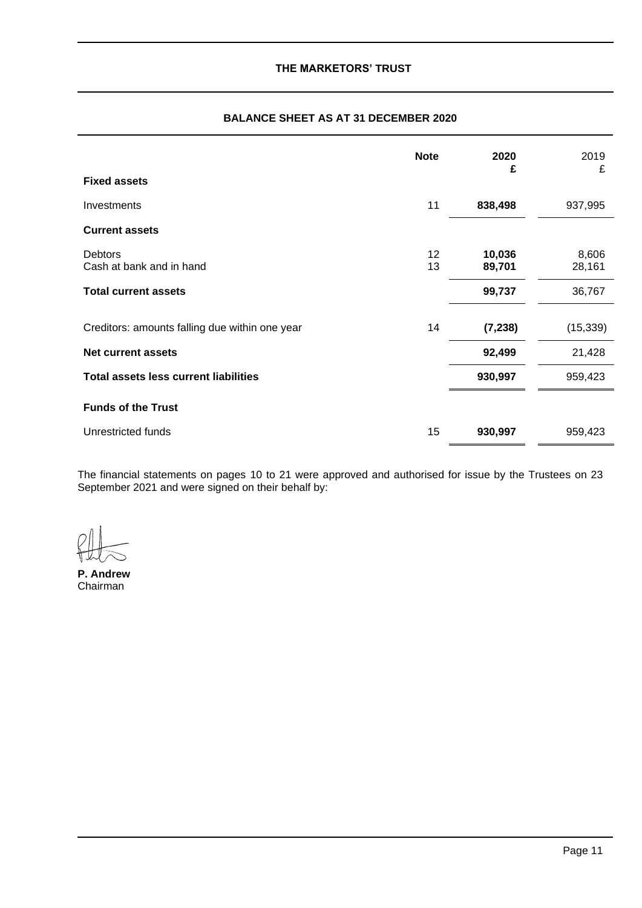# THE MARKETORS' TRUST

## BALANCE SHEET AS AT 31 DECEMBER 2020

| | Note | 2020<br>£ | 2019<br>£ |
|---|---|---|---|
| **Fixed assets** | | | |
| Investments | 11 | **838,498** | 937,995 |
| **Current assets** | | | |
| Debtors | 12 | **10,036** | 8,606 |
| Cash at bank and in hand | 13 | **89,701** | 28,161 |
| **Total current assets** | | **99,737** | 36,767 |
| Creditors: amounts falling due within one year | 14 | **(7,238)** | (15,339) |
| **Net current assets** | | **92,499** | 21,428 |
| **Total assets less current liabilities** | | **930,997** | 959,423 |
| **Funds of the Trust** | | | |
| Unrestricted funds | 15 | **930,997** | 959,423 |

The financial statements on pages 10 to 21 were approved and authorised for issue by the Trustees on 23 September 2021 and were signed on their behalf by:

**P. Andrew**
Chairman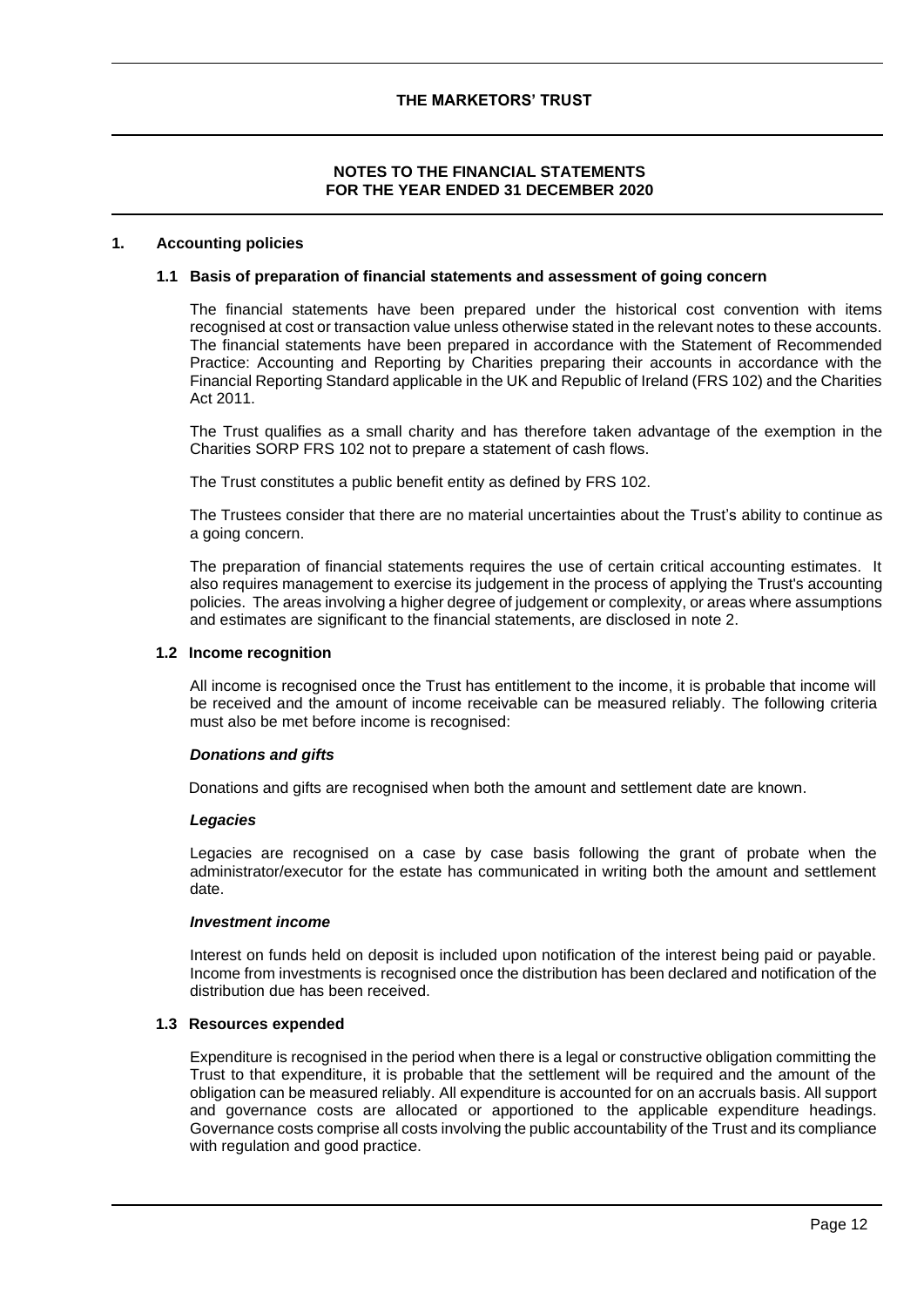# THE MARKETORS' TRUST

## NOTES TO THE FINANCIAL STATEMENTS FOR THE YEAR ENDED 31 DECEMBER 2020

### 1. Accounting policies

#### 1.1 Basis of preparation of financial statements and assessment of going concern

The financial statements have been prepared under the historical cost convention with items recognised at cost or transaction value unless otherwise stated in the relevant notes to these accounts. The financial statements have been prepared in accordance with the Statement of Recommended Practice: Accounting and Reporting by Charities preparing their accounts in accordance with the Financial Reporting Standard applicable in the UK and Republic of Ireland (FRS 102) and the Charities Act 2011.

The Trust qualifies as a small charity and has therefore taken advantage of the exemption in the Charities SORP FRS 102 not to prepare a statement of cash flows.

The Trust constitutes a public benefit entity as defined by FRS 102.

The Trustees consider that there are no material uncertainties about the Trust's ability to continue as a going concern.

The preparation of financial statements requires the use of certain critical accounting estimates. It also requires management to exercise its judgement in the process of applying the Trust's accounting policies. The areas involving a higher degree of judgement or complexity, or areas where assumptions and estimates are significant to the financial statements, are disclosed in note 2.

#### 1.2 Income recognition

All income is recognised once the Trust has entitlement to the income, it is probable that income will be received and the amount of income receivable can be measured reliably. The following criteria must also be met before income is recognised:

***Donations and gifts***

Donations and gifts are recognised when both the amount and settlement date are known.

***Legacies***

Legacies are recognised on a case by case basis following the grant of probate when the administrator/executor for the estate has communicated in writing both the amount and settlement date.

***Investment income***

Interest on funds held on deposit is included upon notification of the interest being paid or payable. Income from investments is recognised once the distribution has been declared and notification of the distribution due has been received.

#### 1.3 Resources expended

Expenditure is recognised in the period when there is a legal or constructive obligation committing the Trust to that expenditure, it is probable that the settlement will be required and the amount of the obligation can be measured reliably. All expenditure is accounted for on an accruals basis. All support and governance costs are allocated or apportioned to the applicable expenditure headings. Governance costs comprise all costs involving the public accountability of the Trust and its compliance with regulation and good practice.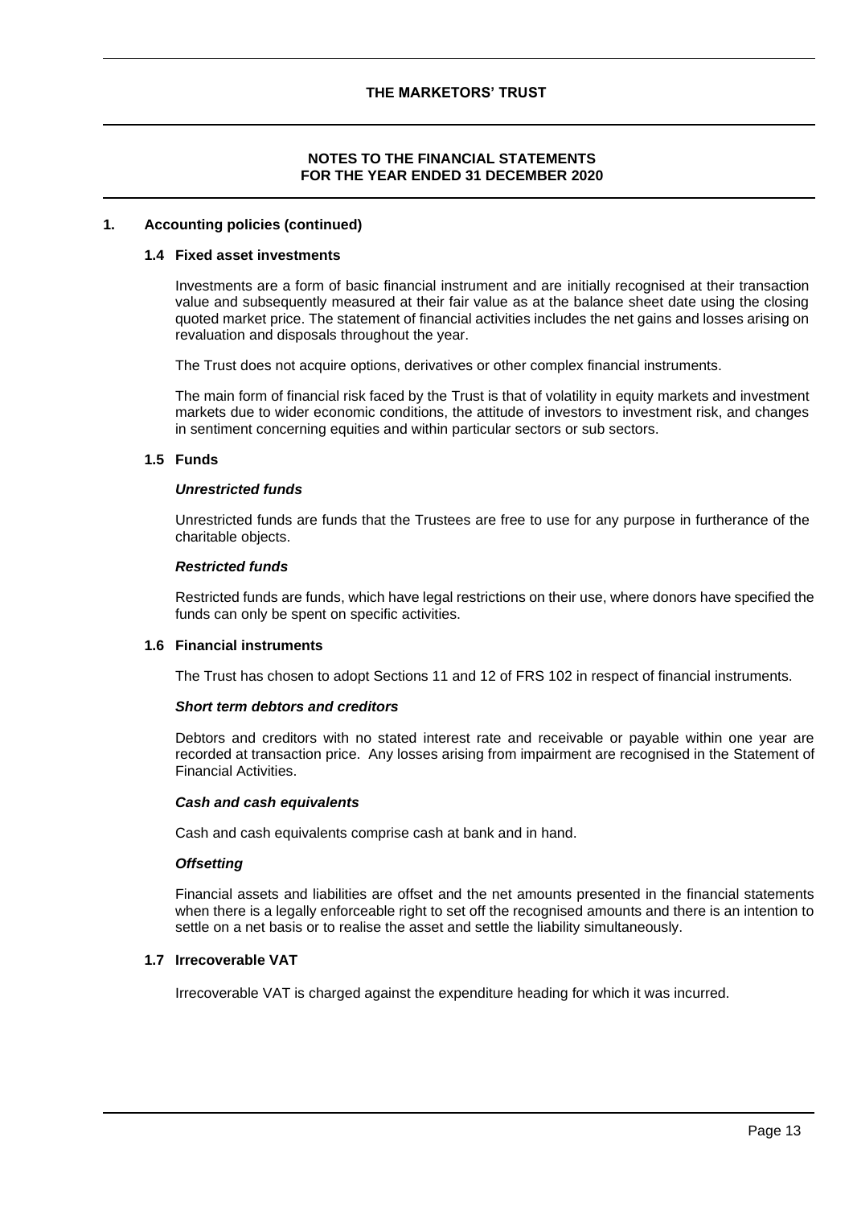# NOTES TO THE FINANCIAL STATEMENTS FOR THE YEAR ENDED 31 DECEMBER 2020

## 1. Accounting policies (continued)

### 1.4 Fixed asset investments

Investments are a form of basic financial instrument and are initially recognised at their transaction value and subsequently measured at their fair value as at the balance sheet date using the closing quoted market price. The statement of financial activities includes the net gains and losses arising on revaluation and disposals throughout the year.

The Trust does not acquire options, derivatives or other complex financial instruments.

The main form of financial risk faced by the Trust is that of volatility in equity markets and investment markets due to wider economic conditions, the attitude of investors to investment risk, and changes in sentiment concerning equities and within particular sectors or sub sectors.

### 1.5 Funds

***Unrestricted funds***

Unrestricted funds are funds that the Trustees are free to use for any purpose in furtherance of the charitable objects.

***Restricted funds***

Restricted funds are funds, which have legal restrictions on their use, where donors have specified the funds can only be spent on specific activities.

### 1.6 Financial instruments

The Trust has chosen to adopt Sections 11 and 12 of FRS 102 in respect of financial instruments.

***Short term debtors and creditors***

Debtors and creditors with no stated interest rate and receivable or payable within one year are recorded at transaction price. Any losses arising from impairment are recognised in the Statement of Financial Activities.

***Cash and cash equivalents***

Cash and cash equivalents comprise cash at bank and in hand.

***Offsetting***

Financial assets and liabilities are offset and the net amounts presented in the financial statements when there is a legally enforceable right to set off the recognised amounts and there is an intention to settle on a net basis or to realise the asset and settle the liability simultaneously.

### 1.7 Irrecoverable VAT

Irrecoverable VAT is charged against the expenditure heading for which it was incurred.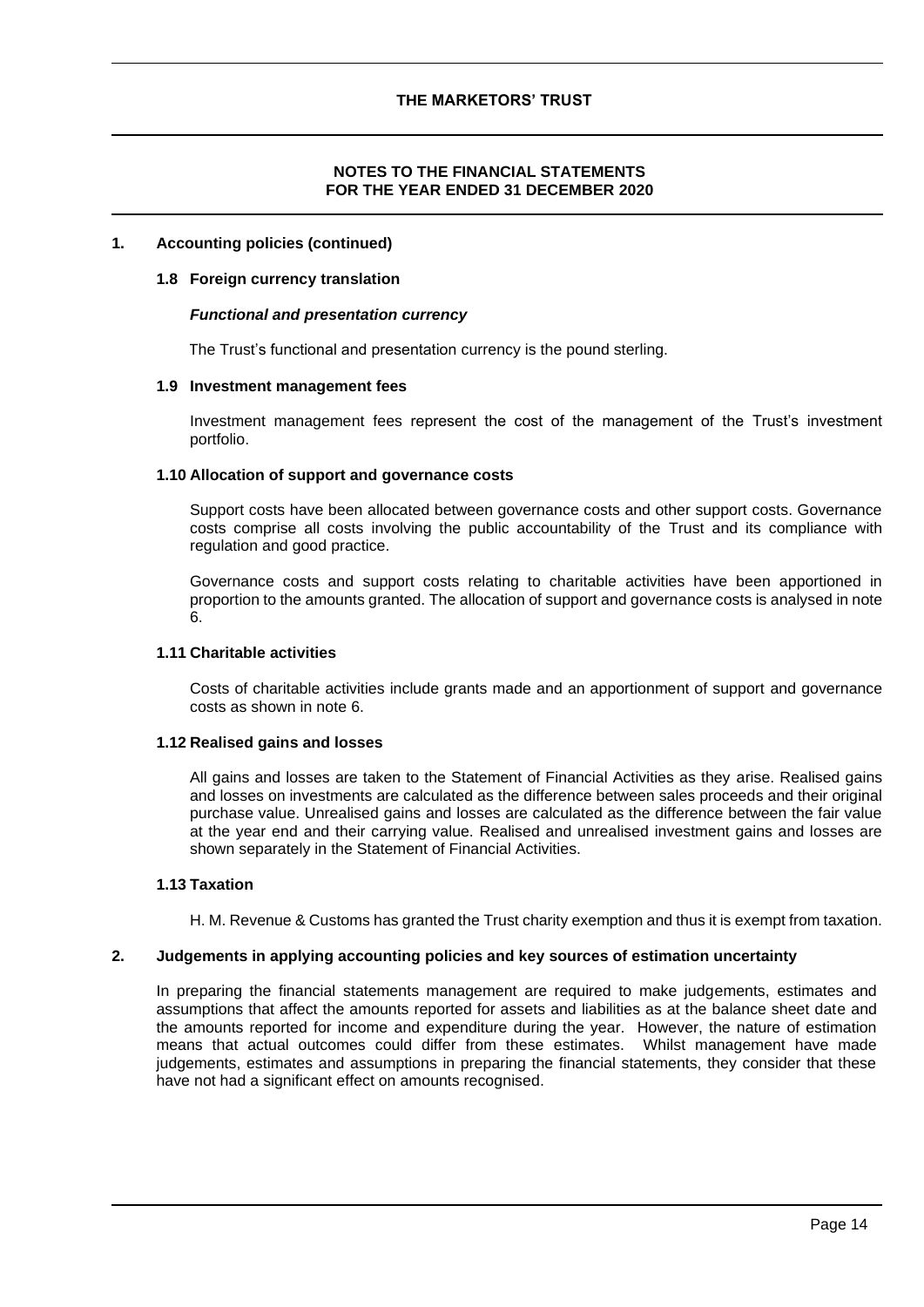## NOTES TO THE FINANCIAL STATEMENTS FOR THE YEAR ENDED 31 DECEMBER 2020

### 1. Accounting policies (continued)

#### 1.8 Foreign currency translation

***Functional and presentation currency***

The Trust's functional and presentation currency is the pound sterling.

#### 1.9 Investment management fees

Investment management fees represent the cost of the management of the Trust's investment portfolio.

#### 1.10 Allocation of support and governance costs

Support costs have been allocated between governance costs and other support costs. Governance costs comprise all costs involving the public accountability of the Trust and its compliance with regulation and good practice.

Governance costs and support costs relating to charitable activities have been apportioned in proportion to the amounts granted. The allocation of support and governance costs is analysed in note 6.

#### 1.11 Charitable activities

Costs of charitable activities include grants made and an apportionment of support and governance costs as shown in note 6.

#### 1.12 Realised gains and losses

All gains and losses are taken to the Statement of Financial Activities as they arise. Realised gains and losses on investments are calculated as the difference between sales proceeds and their original purchase value. Unrealised gains and losses are calculated as the difference between the fair value at the year end and their carrying value. Realised and unrealised investment gains and losses are shown separately in the Statement of Financial Activities.

#### 1.13 Taxation

H. M. Revenue & Customs has granted the Trust charity exemption and thus it is exempt from taxation.

### 2. Judgements in applying accounting policies and key sources of estimation uncertainty

In preparing the financial statements management are required to make judgements, estimates and assumptions that affect the amounts reported for assets and liabilities as at the balance sheet date and the amounts reported for income and expenditure during the year. However, the nature of estimation means that actual outcomes could differ from these estimates. Whilst management have made judgements, estimates and assumptions in preparing the financial statements, they consider that these have not had a significant effect on amounts recognised.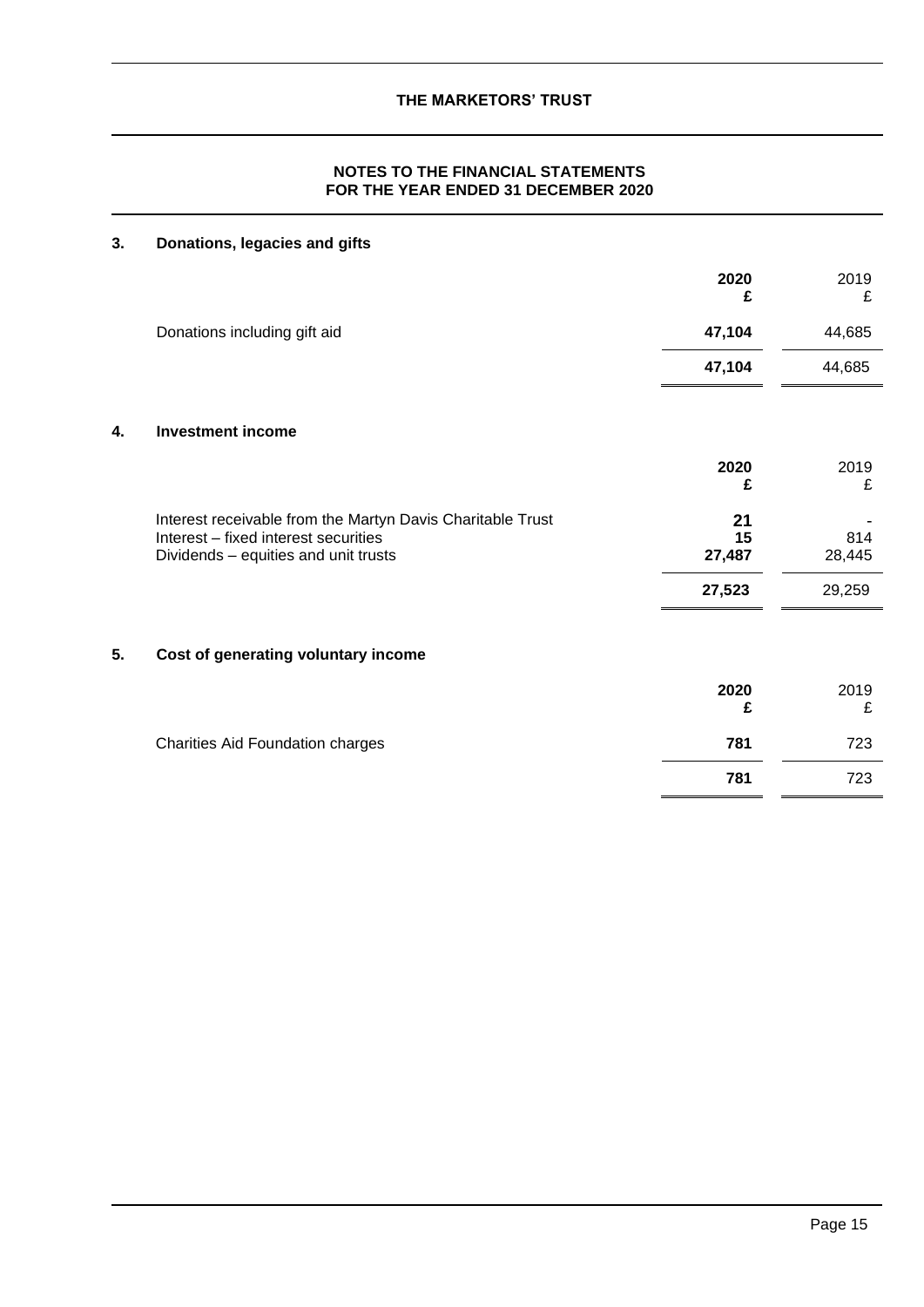**NOTES TO THE FINANCIAL STATEMENTS**
**FOR THE YEAR ENDED 31 DECEMBER 2020**

## 3. Donations, legacies and gifts

| | **2020** **£** | 2019 £ |
|---|---|---|
| Donations including gift aid | **47,104** | 44,685 |
| | **47,104** | 44,685 |

## 4. Investment income

| | **2020** **£** | 2019 £ |
|---|---|---|
| Interest receivable from the Martyn Davis Charitable Trust | **21** | - |
| Interest – fixed interest securities | **15** | 814 |
| Dividends – equities and unit trusts | **27,487** | 28,445 |
| | **27,523** | 29,259 |

## 5. Cost of generating voluntary income

| | **2020** **£** | 2019 £ |
|---|---|---|
| Charities Aid Foundation charges | **781** | 723 |
| | **781** | 723 |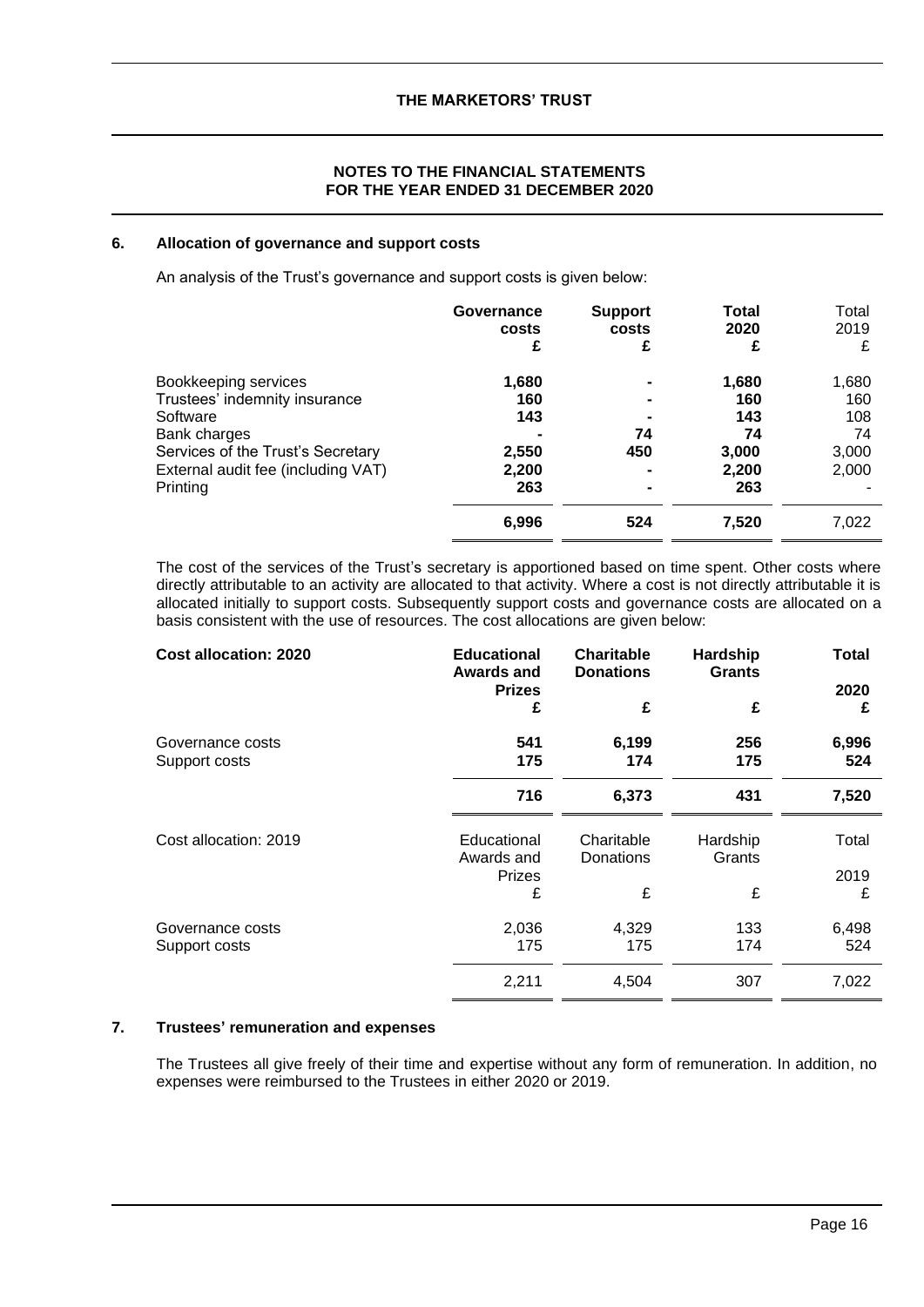## NOTES TO THE FINANCIAL STATEMENTS FOR THE YEAR ENDED 31 DECEMBER 2020

### 6. Allocation of governance and support costs

An analysis of the Trust's governance and support costs is given below:

| | Governance costs £ | Support costs £ | Total 2020 £ | Total 2019 £ |
|---|---|---|---|---|
| Bookkeeping services | **1,680** | **-** | **1,680** | 1,680 |
| Trustees' indemnity insurance | **160** | **-** | **160** | 160 |
| Software | **143** | **-** | **143** | 108 |
| Bank charges | **-** | **74** | **74** | 74 |
| Services of the Trust's Secretary | **2,550** | **450** | **3,000** | 3,000 |
| External audit fee (including VAT) | **2,200** | **-** | **2,200** | 2,000 |
| Printing | **263** | **-** | **263** | - |
| | **6,996** | **524** | **7,520** | 7,022 |

The cost of the services of the Trust's secretary is apportioned based on time spent. Other costs where directly attributable to an activity are allocated to that activity. Where a cost is not directly attributable it is allocated initially to support costs. Subsequently support costs and governance costs are allocated on a basis consistent with the use of resources. The cost allocations are given below:

| **Cost allocation: 2020** | **Educational Awards and Prizes £** | **Charitable Donations £** | **Hardship Grants £** | **Total 2020 £** |
|---|---|---|---|---|
| Governance costs | **541** | **6,199** | **256** | **6,996** |
| Support costs | **175** | **174** | **175** | **524** |
| | **716** | **6,373** | **431** | **7,520** |

| Cost allocation: 2019 | Educational Awards and Prizes £ | Charitable Donations £ | Hardship Grants £ | Total 2019 £ |
|---|---|---|---|---|
| Governance costs | 2,036 | 4,329 | 133 | 6,498 |
| Support costs | 175 | 175 | 174 | 524 |
| | 2,211 | 4,504 | 307 | 7,022 |

### 7. Trustees' remuneration and expenses

The Trustees all give freely of their time and expertise without any form of remuneration. In addition, no expenses were reimbursed to the Trustees in either 2020 or 2019.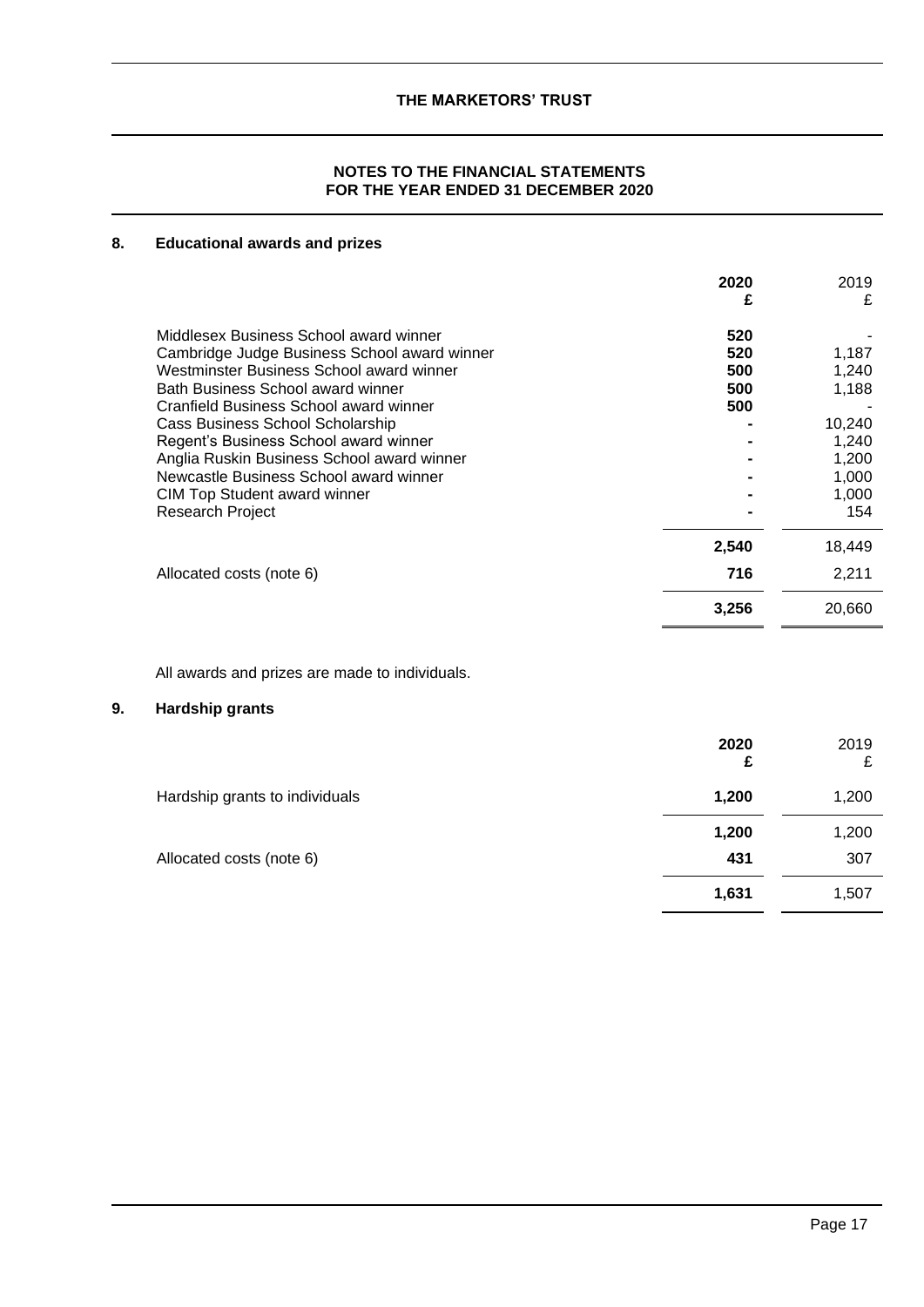# THE MARKETORS' TRUST

## NOTES TO THE FINANCIAL STATEMENTS
## FOR THE YEAR ENDED 31 DECEMBER 2020

### 8. Educational awards and prizes

| | **2020** | 2019 |
|---|---|---|
| | **£** | £ |
| Middlesex Business School award winner | **520** | - |
| Cambridge Judge Business School award winner | **520** | 1,187 |
| Westminster Business School award winner | **500** | 1,240 |
| Bath Business School award winner | **500** | 1,188 |
| Cranfield Business School award winner | **500** | - |
| Cass Business School Scholarship | **-** | 10,240 |
| Regent's Business School award winner | **-** | 1,240 |
| Anglia Ruskin Business School award winner | **-** | 1,200 |
| Newcastle Business School award winner | **-** | 1,000 |
| CIM Top Student award winner | **-** | 1,000 |
| Research Project | **-** | 154 |
| | **2,540** | 18,449 |
| Allocated costs (note 6) | **716** | 2,211 |
| | **3,256** | 20,660 |

All awards and prizes are made to individuals.

### 9. Hardship grants

| | **2020** | 2019 |
|---|---|---|
| | **£** | £ |
| Hardship grants to individuals | **1,200** | 1,200 |
| | **1,200** | 1,200 |
| Allocated costs (note 6) | **431** | 307 |
| | **1,631** | 1,507 |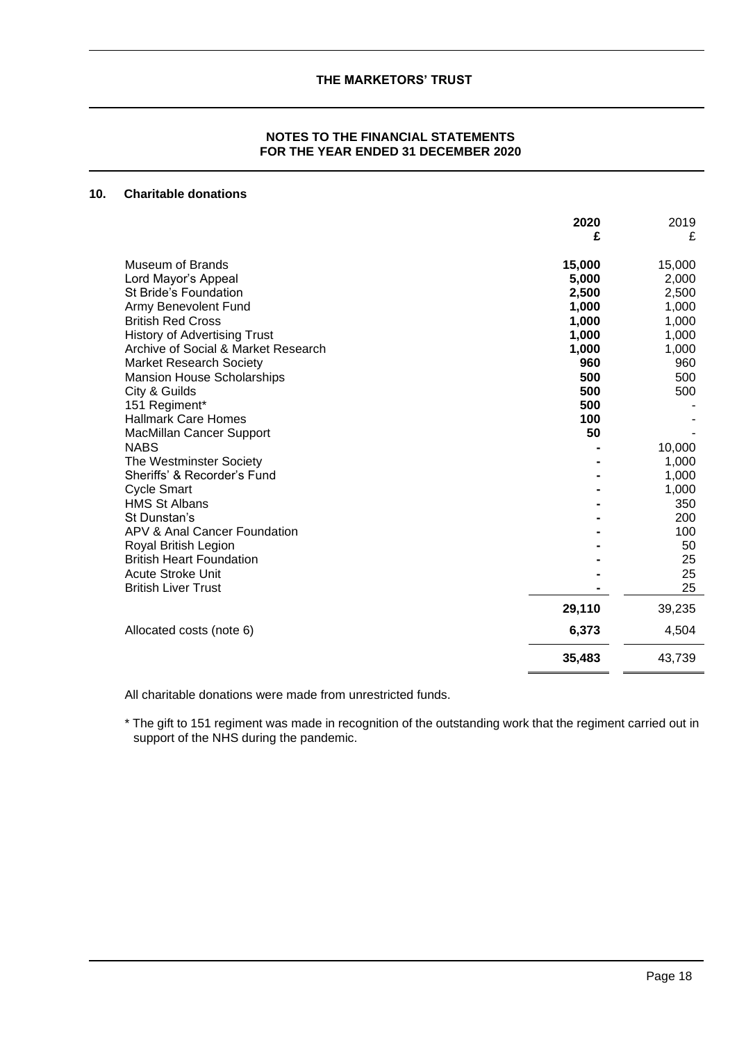# THE MARKETORS' TRUST

## NOTES TO THE FINANCIAL STATEMENTS FOR THE YEAR ENDED 31 DECEMBER 2020

### 10. Charitable donations

| | 2020 £ | 2019 £ |
|---|---|---|
| Museum of Brands | **15,000** | 15,000 |
| Lord Mayor's Appeal | **5,000** | 2,000 |
| St Bride's Foundation | **2,500** | 2,500 |
| Army Benevolent Fund | **1,000** | 1,000 |
| British Red Cross | **1,000** | 1,000 |
| History of Advertising Trust | **1,000** | 1,000 |
| Archive of Social & Market Research | **1,000** | 1,000 |
| Market Research Society | **960** | 960 |
| Mansion House Scholarships | **500** | 500 |
| City & Guilds | **500** | 500 |
| 151 Regiment* | **500** | - |
| Hallmark Care Homes | **100** | - |
| MacMillan Cancer Support | **50** | - |
| NABS | **-** | 10,000 |
| The Westminster Society | **-** | 1,000 |
| Sheriffs' & Recorder's Fund | **-** | 1,000 |
| Cycle Smart | **-** | 1,000 |
| HMS St Albans | **-** | 350 |
| St Dunstan's | **-** | 200 |
| APV & Anal Cancer Foundation | **-** | 100 |
| Royal British Legion | **-** | 50 |
| British Heart Foundation | **-** | 25 |
| Acute Stroke Unit | **-** | 25 |
| British Liver Trust | **-** | 25 |
| | **29,110** | 39,235 |
| Allocated costs (note 6) | **6,373** | 4,504 |
| | **35,483** | 43,739 |

All charitable donations were made from unrestricted funds.

\* The gift to 151 regiment was made in recognition of the outstanding work that the regiment carried out in support of the NHS during the pandemic.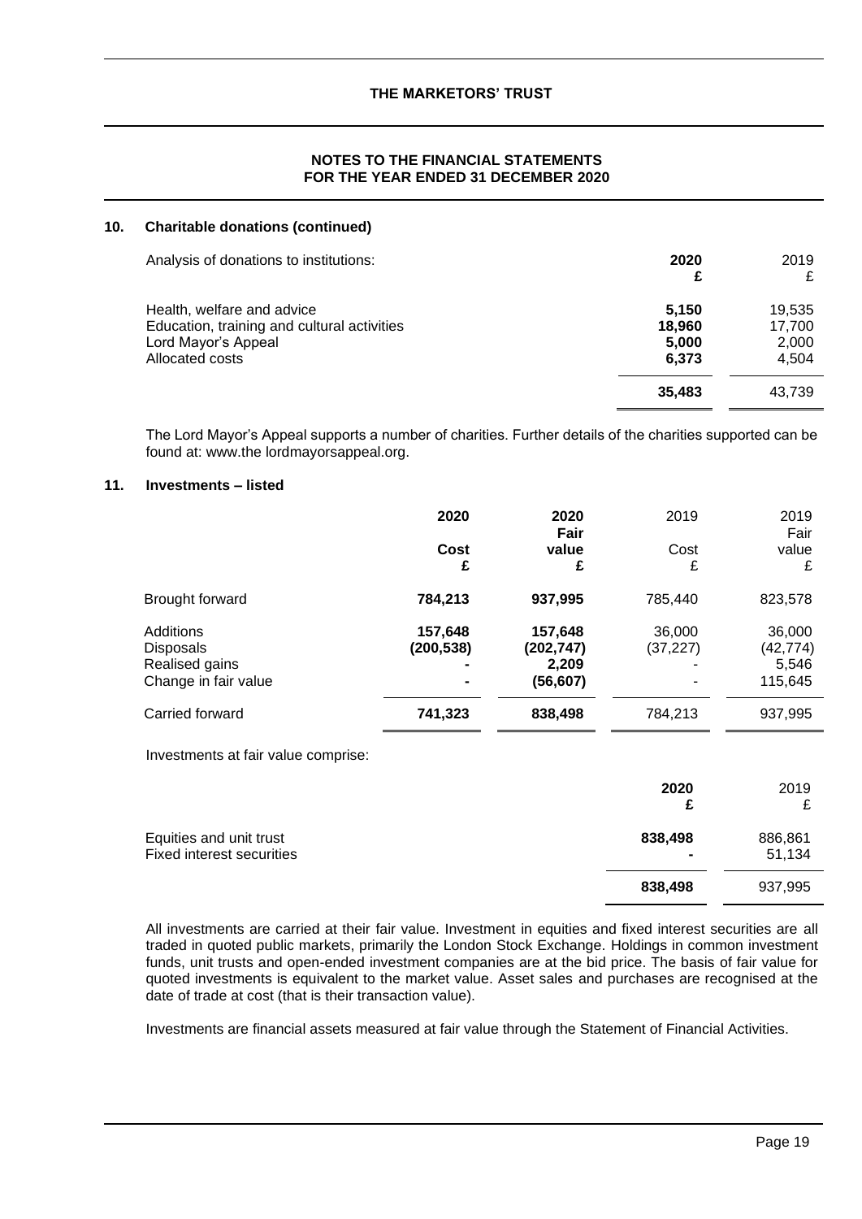**NOTES TO THE FINANCIAL STATEMENTS**
**FOR THE YEAR ENDED 31 DECEMBER 2020**

## 10. Charitable donations (continued)

| Analysis of donations to institutions: | **2020** **£** | 2019 £ |
|---|---|---|
| Health, welfare and advice | **5,150** | 19,535 |
| Education, training and cultural activities | **18,960** | 17,700 |
| Lord Mayor's Appeal | **5,000** | 2,000 |
| Allocated costs | **6,373** | 4,504 |
| | **35,483** | 43,739 |

The Lord Mayor's Appeal supports a number of charities. Further details of the charities supported can be found at: www.the lordmayorsappeal.org.

## 11. Investments – listed

| | **2020** **Cost** **£** | **2020** **Fair value** **£** | 2019 Cost £ | 2019 Fair value £ |
|---|---|---|---|---|
| Brought forward | **784,213** | **937,995** | 785,440 | 823,578 |
| Additions | **157,648** | **157,648** | 36,000 | 36,000 |
| Disposals | **(200,538)** | **(202,747)** | (37,227) | (42,774) |
| Realised gains | **-** | **2,209** | - | 5,546 |
| Change in fair value | **-** | **(56,607)** | - | 115,645 |
| Carried forward | **741,323** | **838,498** | 784,213 | 937,995 |

Investments at fair value comprise:

| | **2020** **£** | 2019 £ |
|---|---|---|
| Equities and unit trust | **838,498** | 886,861 |
| Fixed interest securities | **-** | 51,134 |
| | **838,498** | 937,995 |

All investments are carried at their fair value. Investment in equities and fixed interest securities are all traded in quoted public markets, primarily the London Stock Exchange. Holdings in common investment funds, unit trusts and open-ended investment companies are at the bid price. The basis of fair value for quoted investments is equivalent to the market value. Asset sales and purchases are recognised at the date of trade at cost (that is their transaction value).

Investments are financial assets measured at fair value through the Statement of Financial Activities.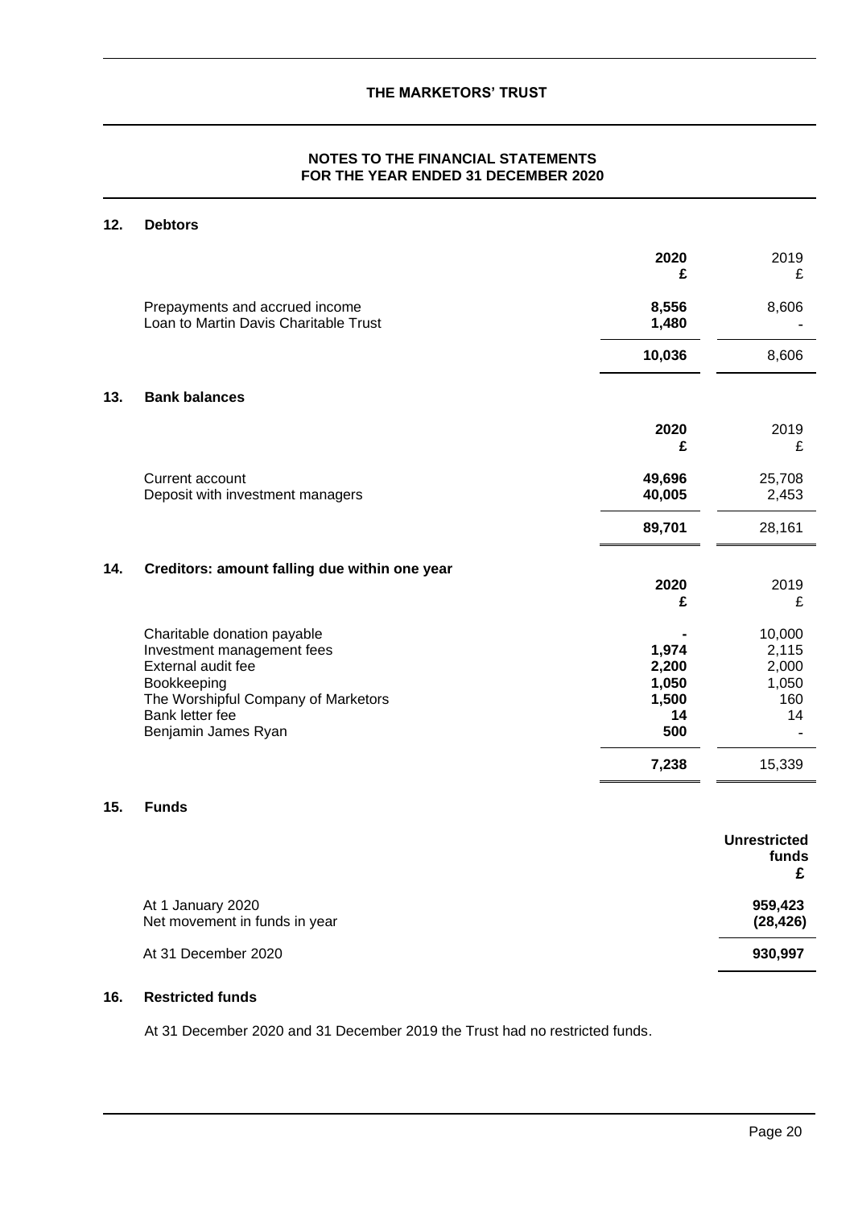## NOTES TO THE FINANCIAL STATEMENTS FOR THE YEAR ENDED 31 DECEMBER 2020

### 12. Debtors

| | 2020 £ | 2019 £ |
|---|---|---|
| Prepayments and accrued income | **8,556** | 8,606 |
| Loan to Martin Davis Charitable Trust | **1,480** | - |
| | **10,036** | 8,606 |

### 13. Bank balances

| | 2020 £ | 2019 £ |
|---|---|---|
| Current account | **49,696** | 25,708 |
| Deposit with investment managers | **40,005** | 2,453 |
| | **89,701** | 28,161 |

### 14. Creditors: amount falling due within one year

| | 2020 £ | 2019 £ |
|---|---|---|
| Charitable donation payable | **-** | 10,000 |
| Investment management fees | **1,974** | 2,115 |
| External audit fee | **2,200** | 2,000 |
| Bookkeeping | **1,050** | 1,050 |
| The Worshipful Company of Marketors | **1,500** | 160 |
| Bank letter fee | **14** | 14 |
| Benjamin James Ryan | **500** | - |
| | **7,238** | 15,339 |

### 15. Funds

| | Unrestricted funds £ |
|---|---|
| At 1 January 2020 | **959,423** |
| Net movement in funds in year | **(28,426)** |
| At 31 December 2020 | **930,997** |

### 16. Restricted funds

At 31 December 2020 and 31 December 2019 the Trust had no restricted funds.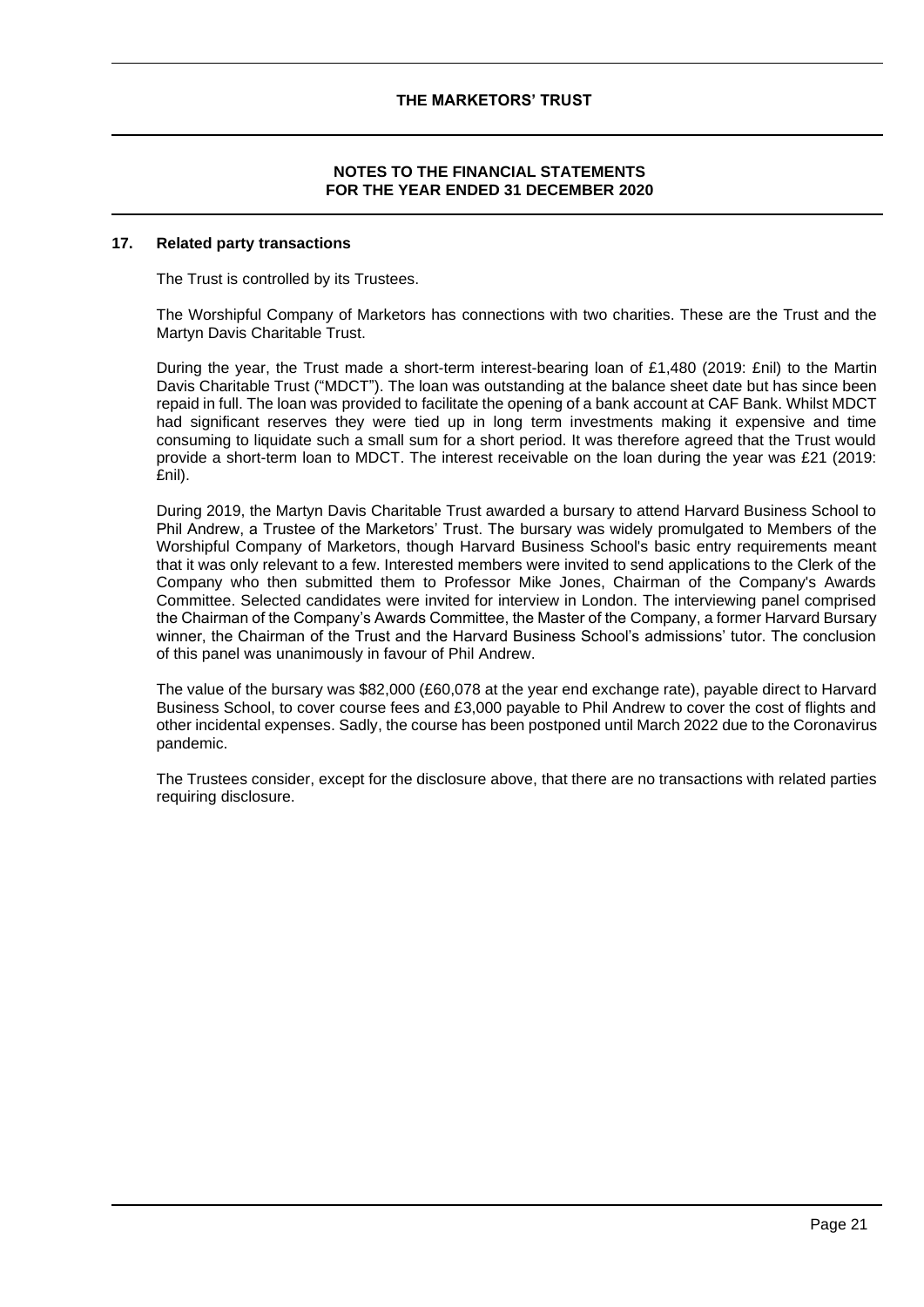## 17. Related party transactions

The Trust is controlled by its Trustees.

The Worshipful Company of Marketors has connections with two charities. These are the Trust and the Martyn Davis Charitable Trust.

During the year, the Trust made a short-term interest-bearing loan of £1,480 (2019: £nil) to the Martin Davis Charitable Trust ("MDCT"). The loan was outstanding at the balance sheet date but has since been repaid in full. The loan was provided to facilitate the opening of a bank account at CAF Bank. Whilst MDCT had significant reserves they were tied up in long term investments making it expensive and time consuming to liquidate such a small sum for a short period. It was therefore agreed that the Trust would provide a short-term loan to MDCT. The interest receivable on the loan during the year was £21 (2019: £nil).

During 2019, the Martyn Davis Charitable Trust awarded a bursary to attend Harvard Business School to Phil Andrew, a Trustee of the Marketors' Trust. The bursary was widely promulgated to Members of the Worshipful Company of Marketors, though Harvard Business School's basic entry requirements meant that it was only relevant to a few. Interested members were invited to send applications to the Clerk of the Company who then submitted them to Professor Mike Jones, Chairman of the Company's Awards Committee. Selected candidates were invited for interview in London. The interviewing panel comprised the Chairman of the Company's Awards Committee, the Master of the Company, a former Harvard Bursary winner, the Chairman of the Trust and the Harvard Business School's admissions' tutor. The conclusion of this panel was unanimously in favour of Phil Andrew.

The value of the bursary was $82,000 (£60,078 at the year end exchange rate), payable direct to Harvard Business School, to cover course fees and £3,000 payable to Phil Andrew to cover the cost of flights and other incidental expenses. Sadly, the course has been postponed until March 2022 due to the Coronavirus pandemic.

The Trustees consider, except for the disclosure above, that there are no transactions with related parties requiring disclosure.